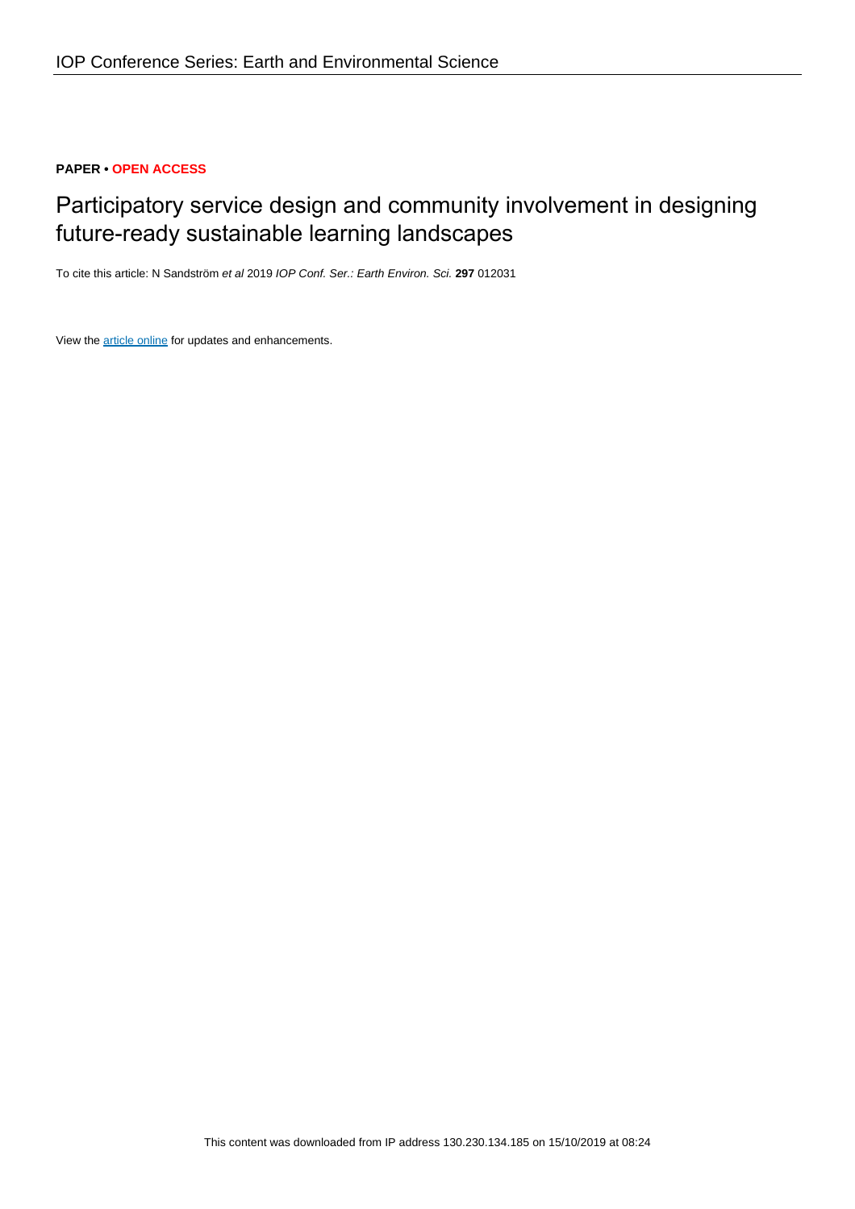**PAPER • OPEN ACCESS**

# Participatory service design and community involvement in designing future-ready sustainable learning landscapes

To cite this article: N Sandström *et al* 2019 *IOP Conf. Ser.: Earth Environ. Sci.* **297** 012031

View the article online for updates and enhancements.

This content was downloaded from IP address 130.230.134.185 on 15/10/2019 at 08:24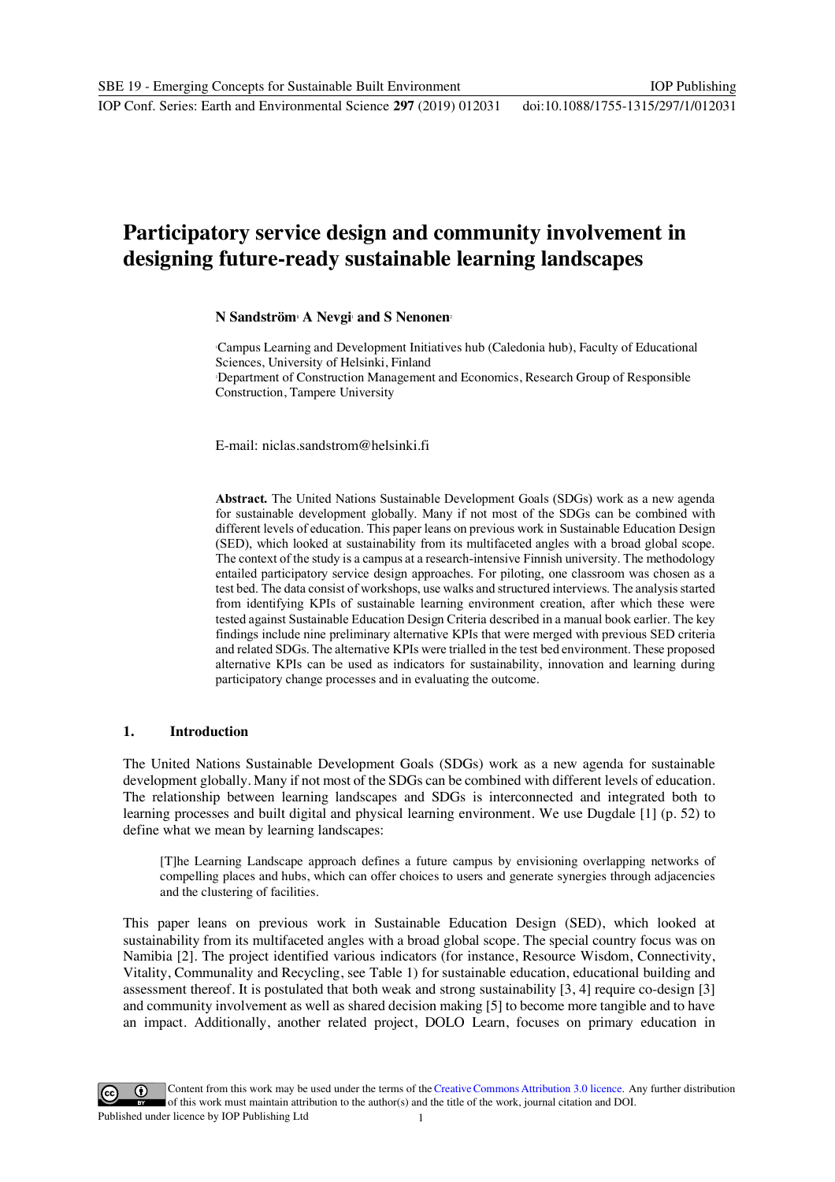# Participatory service design and community involvement in designing future-ready sustainable learning landscapes

**N Sandström[1] A Nevgi[1] and S Nenonen[2]**

[1]Campus Learning and Development Initiatives hub (Caledonia hub), Faculty of Educational Sciences, University of Helsinki, Finland

[2]Department of Construction Management and Economics, Research Group of Responsible Construction, Tampere University

E-mail: niclas.sandstrom@helsinki.fi

**Abstract.** The United Nations Sustainable Development Goals (SDGs) work as a new agenda for sustainable development globally. Many if not most of the SDGs can be combined with different levels of education. This paper leans on previous work in Sustainable Education Design (SED), which looked at sustainability from its multifaceted angles with a broad global scope. The context of the study is a campus at a research-intensive Finnish university. The methodology entailed participatory service design approaches. For piloting, one classroom was chosen as a test bed. The data consist of workshops, use walks and structured interviews. The analysis started from identifying KPIs of sustainable learning environment creation, after which these were tested against Sustainable Education Design Criteria described in a manual book earlier. The key findings include nine preliminary alternative KPIs that were merged with previous SED criteria and related SDGs. The alternative KPIs were trialled in the test bed environment. These proposed alternative KPIs can be used as indicators for sustainability, innovation and learning during participatory change processes and in evaluating the outcome.

## 1. Introduction

The United Nations Sustainable Development Goals (SDGs) work as a new agenda for sustainable development globally. Many if not most of the SDGs can be combined with different levels of education. The relationship between learning landscapes and SDGs is interconnected and integrated both to learning processes and built digital and physical learning environment. We use Dugdale [1] (p. 52) to define what we mean by learning landscapes:

> [T]he Learning Landscape approach defines a future campus by envisioning overlapping networks of compelling places and hubs, which can offer choices to users and generate synergies through adjacencies and the clustering of facilities.

This paper leans on previous work in Sustainable Education Design (SED), which looked at sustainability from its multifaceted angles with a broad global scope. The special country focus was on Namibia [2]. The project identified various indicators (for instance, Resource Wisdom, Connectivity, Vitality, Communality and Recycling, see Table 1) for sustainable education, educational building and assessment thereof. It is postulated that both weak and strong sustainability [3, 4] require co-design [3] and community involvement as well as shared decision making [5] to become more tangible and to have an impact. Additionally, another related project, DOLO Learn, focuses on primary education in

Content from this work may be used under the terms of the Creative Commons Attribution 3.0 licence. Any further distribution of this work must maintain attribution to the author(s) and the title of the work, journal citation and DOI.
Published under licence by IOP Publishing Ltd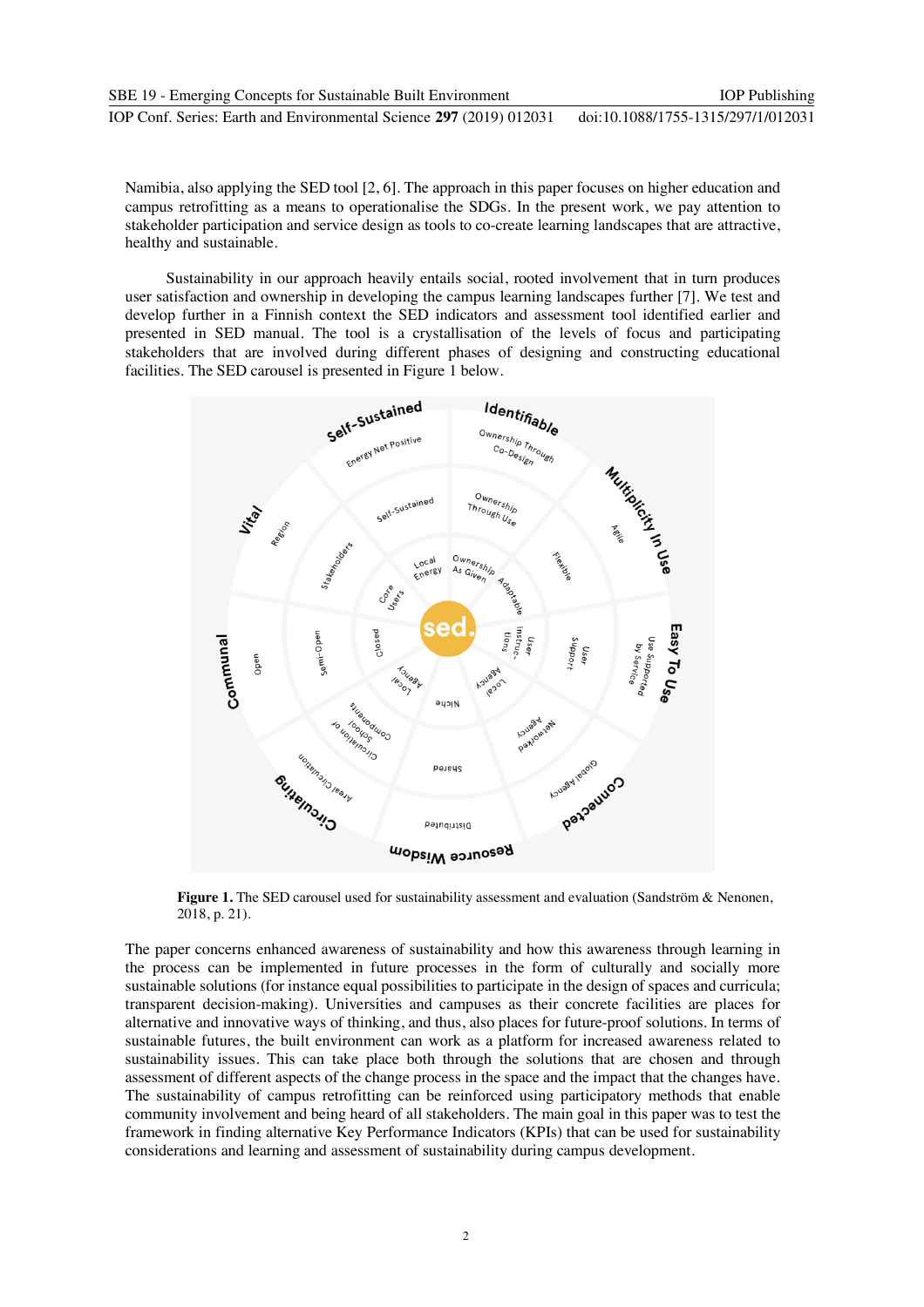Namibia, also applying the SED tool [2, 6]. The approach in this paper focuses on higher education and campus retrofitting as a means to operationalise the SDGs. In the present work, we pay attention to stakeholder participation and service design as tools to co-create learning landscapes that are attractive, healthy and sustainable.

Sustainability in our approach heavily entails social, rooted involvement that in turn produces user satisfaction and ownership in developing the campus learning landscapes further [7]. We test and develop further in a Finnish context the SED indicators and assessment tool identified earlier and presented in SED manual. The tool is a crystallisation of the levels of focus and participating stakeholders that are involved during different phases of designing and constructing educational facilities. The SED carousel is presented in Figure 1 below.

**Figure 1.** The SED carousel used for sustainability assessment and evaluation (Sandström & Nenonen, 2018, p. 21).

The paper concerns enhanced awareness of sustainability and how this awareness through learning in the process can be implemented in future processes in the form of culturally and socially more sustainable solutions (for instance equal possibilities to participate in the design of spaces and curricula; transparent decision-making). Universities and campuses as their concrete facilities are places for alternative and innovative ways of thinking, and thus, also places for future-proof solutions. In terms of sustainable futures, the built environment can work as a platform for increased awareness related to sustainability issues. This can take place both through the solutions that are chosen and through assessment of different aspects of the change process in the space and the impact that the changes have. The sustainability of campus retrofitting can be reinforced using participatory methods that enable community involvement and being heard of all stakeholders. The main goal in this paper was to test the framework in finding alternative Key Performance Indicators (KPIs) that can be used for sustainability considerations and learning and assessment of sustainability during campus development.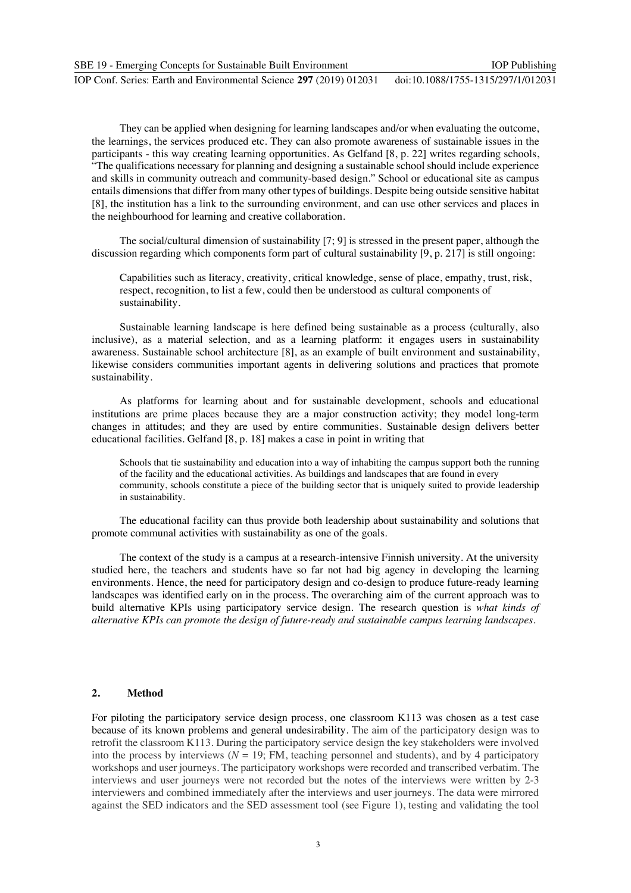They can be applied when designing for learning landscapes and/or when evaluating the outcome, the learnings, the services produced etc. They can also promote awareness of sustainable issues in the participants - this way creating learning opportunities. As Gelfand [8, p. 22] writes regarding schools, "The qualifications necessary for planning and designing a sustainable school should include experience and skills in community outreach and community-based design." School or educational site as campus entails dimensions that differ from many other types of buildings. Despite being outside sensitive habitat [8], the institution has a link to the surrounding environment, and can use other services and places in the neighbourhood for learning and creative collaboration.

The social/cultural dimension of sustainability [7; 9] is stressed in the present paper, although the discussion regarding which components form part of cultural sustainability [9, p. 217] is still ongoing:

> Capabilities such as literacy, creativity, critical knowledge, sense of place, empathy, trust, risk, respect, recognition, to list a few, could then be understood as cultural components of sustainability.

Sustainable learning landscape is here defined being sustainable as a process (culturally, also inclusive), as a material selection, and as a learning platform: it engages users in sustainability awareness. Sustainable school architecture [8], as an example of built environment and sustainability, likewise considers communities important agents in delivering solutions and practices that promote sustainability.

As platforms for learning about and for sustainable development, schools and educational institutions are prime places because they are a major construction activity; they model long-term changes in attitudes; and they are used by entire communities. Sustainable design delivers better educational facilities. Gelfand [8, p. 18] makes a case in point in writing that

> Schools that tie sustainability and education into a way of inhabiting the campus support both the running of the facility and the educational activities. As buildings and landscapes that are found in every community, schools constitute a piece of the building sector that is uniquely suited to provide leadership in sustainability.

The educational facility can thus provide both leadership about sustainability and solutions that promote communal activities with sustainability as one of the goals.

The context of the study is a campus at a research-intensive Finnish university. At the university studied here, the teachers and students have so far not had big agency in developing the learning environments. Hence, the need for participatory design and co-design to produce future-ready learning landscapes was identified early on in the process. The overarching aim of the current approach was to build alternative KPIs using participatory service design. The research question is *what kinds of alternative KPIs can promote the design of future-ready and sustainable campus learning landscapes*.

## 2. Method

For piloting the participatory service design process, one classroom K113 was chosen as a test case because of its known problems and general undesirability. The aim of the participatory design was to retrofit the classroom K113. During the participatory service design the key stakeholders were involved into the process by interviews ($N = 19$; FM, teaching personnel and students), and by 4 participatory workshops and user journeys. The participatory workshops were recorded and transcribed verbatim. The interviews and user journeys were not recorded but the notes of the interviews were written by 2-3 interviewers and combined immediately after the interviews and user journeys. The data were mirrored against the SED indicators and the SED assessment tool (see Figure 1), testing and validating the tool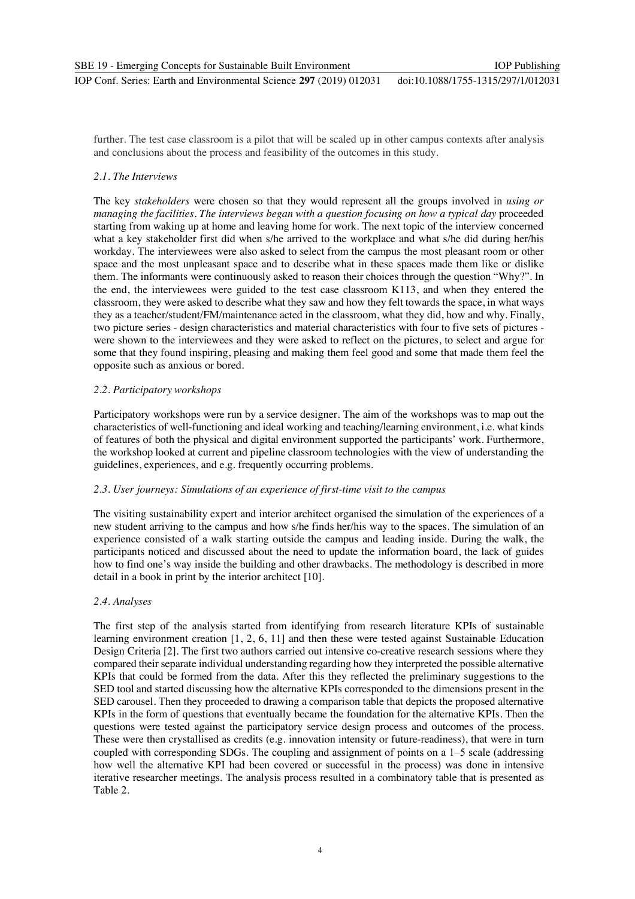further. The test case classroom is a pilot that will be scaled up in other campus contexts after analysis and conclusions about the process and feasibility of the outcomes in this study.

### *2.1. The Interviews*

The key *stakeholders* were chosen so that they would represent all the groups involved in *using or managing the facilities. The interviews began with a question focusing on how a typical day* proceeded starting from waking up at home and leaving home for work. The next topic of the interview concerned what a key stakeholder first did when s/he arrived to the workplace and what s/he did during her/his workday. The interviewees were also asked to select from the campus the most pleasant room or other space and the most unpleasant space and to describe what in these spaces made them like or dislike them. The informants were continuously asked to reason their choices through the question "Why?". In the end, the interviewees were guided to the test case classroom K113, and when they entered the classroom, they were asked to describe what they saw and how they felt towards the space, in what ways they as a teacher/student/FM/maintenance acted in the classroom, what they did, how and why. Finally, two picture series - design characteristics and material characteristics with four to five sets of pictures - were shown to the interviewees and they were asked to reflect on the pictures, to select and argue for some that they found inspiring, pleasing and making them feel good and some that made them feel the opposite such as anxious or bored.

### *2.2. Participatory workshops*

Participatory workshops were run by a service designer. The aim of the workshops was to map out the characteristics of well-functioning and ideal working and teaching/learning environment, i.e. what kinds of features of both the physical and digital environment supported the participants' work. Furthermore, the workshop looked at current and pipeline classroom technologies with the view of understanding the guidelines, experiences, and e.g. frequently occurring problems.

### *2.3. User journeys: Simulations of an experience of first-time visit to the campus*

The visiting sustainability expert and interior architect organised the simulation of the experiences of a new student arriving to the campus and how s/he finds her/his way to the spaces. The simulation of an experience consisted of a walk starting outside the campus and leading inside. During the walk, the participants noticed and discussed about the need to update the information board, the lack of guides how to find one's way inside the building and other drawbacks. The methodology is described in more detail in a book in print by the interior architect [10].

### *2.4. Analyses*

The first step of the analysis started from identifying from research literature KPIs of sustainable learning environment creation [1, 2, 6, 11] and then these were tested against Sustainable Education Design Criteria [2]. The first two authors carried out intensive co-creative research sessions where they compared their separate individual understanding regarding how they interpreted the possible alternative KPIs that could be formed from the data. After this they reflected the preliminary suggestions to the SED tool and started discussing how the alternative KPIs corresponded to the dimensions present in the SED carousel. Then they proceeded to drawing a comparison table that depicts the proposed alternative KPIs in the form of questions that eventually became the foundation for the alternative KPIs. Then the questions were tested against the participatory service design process and outcomes of the process. These were then crystallised as credits (e.g. innovation intensity or future-readiness), that were in turn coupled with corresponding SDGs. The coupling and assignment of points on a 1–5 scale (addressing how well the alternative KPI had been covered or successful in the process) was done in intensive iterative researcher meetings. The analysis process resulted in a combinatory table that is presented as Table 2.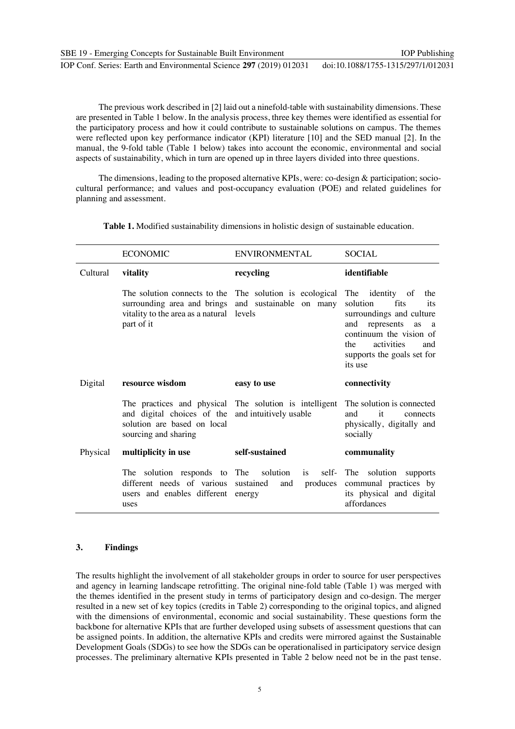The previous work described in [2] laid out a ninefold-table with sustainability dimensions. These are presented in Table 1 below. In the analysis process, three key themes were identified as essential for the participatory process and how it could contribute to sustainable solutions on campus. The themes were reflected upon key performance indicator (KPI) literature [10] and the SED manual [2]. In the manual, the 9-fold table (Table 1 below) takes into account the economic, environmental and social aspects of sustainability, which in turn are opened up in three layers divided into three questions.

The dimensions, leading to the proposed alternative KPIs, were: co-design & participation; socio-cultural performance; and values and post-occupancy evaluation (POE) and related guidelines for planning and assessment.

**Table 1.** Modified sustainability dimensions in holistic design of sustainable education.

| | ECONOMIC | ENVIRONMENTAL | SOCIAL |
|---|---|---|---|
| Cultural | **vitality** | **recycling** | **identifiable** |
| | The solution connects to the surrounding area and brings vitality to the area as a natural part of it | The solution is ecological and sustainable on many levels | The identity of the solution fits its surroundings and culture and represents as a continuum the vision of the activities and supports the goals set for its use |
| Digital | **resource wisdom** | **easy to use** | **connectivity** |
| | The practices and physical and digital choices of the solution are based on local sourcing and sharing | The solution is intelligent and intuitively usable | The solution is connected and it connects physically, digitally and socially |
| Physical | **multiplicity in use** | **self-sustained** | **communality** |
| | The solution responds to different needs of various users and enables different uses | The solution is self-sustained and produces energy | The solution supports communal practices by its physical and digital affordances |

## 3. Findings

The results highlight the involvement of all stakeholder groups in order to source for user perspectives and agency in learning landscape retrofitting. The original nine-fold table (Table 1) was merged with the themes identified in the present study in terms of participatory design and co-design. The merger resulted in a new set of key topics (credits in Table 2) corresponding to the original topics, and aligned with the dimensions of environmental, economic and social sustainability. These questions form the backbone for alternative KPIs that are further developed using subsets of assessment questions that can be assigned points. In addition, the alternative KPIs and credits were mirrored against the Sustainable Development Goals (SDGs) to see how the SDGs can be operationalised in participatory service design processes. The preliminary alternative KPIs presented in Table 2 below need not be in the past tense.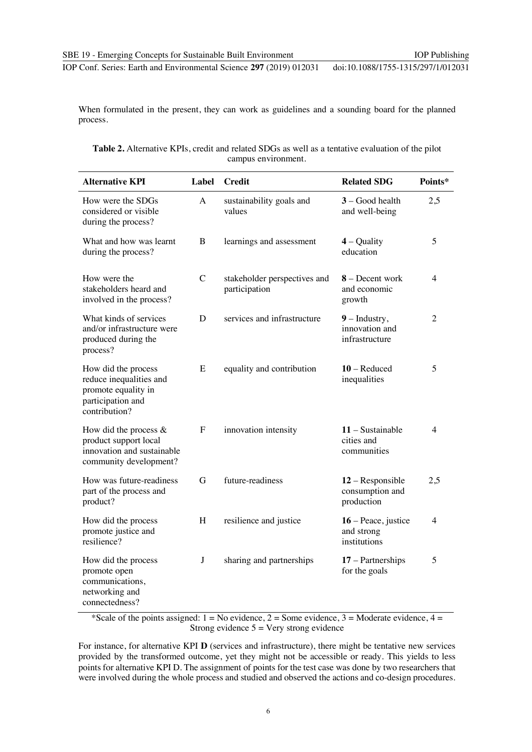When formulated in the present, they can work as guidelines and a sounding board for the planned process.

**Table 2.** Alternative KPIs, credit and related SDGs as well as a tentative evaluation of the pilot campus environment.

| Alternative KPI | Label | Credit | Related SDG | Points* |
|---|---|---|---|---|
| How were the SDGs considered or visible during the process? | A | sustainability goals and values | **3** – Good health and well-being | 2,5 |
| What and how was learnt during the process? | B | learnings and assessment | **4** – Quality education | 5 |
| How were the stakeholders heard and involved in the process? | C | stakeholder perspectives and participation | **8** – Decent work and economic growth | 4 |
| What kinds of services and/or infrastructure were produced during the process? | D | services and infrastructure | **9** – Industry, innovation and infrastructure | 2 |
| How did the process reduce inequalities and promote equality in participation and contribution? | E | equality and contribution | **10** – Reduced inequalities | 5 |
| How did the process & product support local innovation and sustainable community development? | F | innovation intensity | **11** – Sustainable cities and communities | 4 |
| How was future-readiness part of the process and product? | G | future-readiness | **12** – Responsible consumption and production | 2,5 |
| How did the process promote justice and resilience? | H | resilience and justice | **16** – Peace, justice and strong institutions | 4 |
| How did the process promote open communications, networking and connectedness? | J | sharing and partnerships | **17** – Partnerships for the goals | 5 |

*Scale of the points assigned: 1 = No evidence, 2 = Some evidence, 3 = Moderate evidence, 4 = Strong evidence 5 = Very strong evidence

For instance, for alternative KPI **D** (services and infrastructure), there might be tentative new services provided by the transformed outcome, yet they might not be accessible or ready. This yields to less points for alternative KPI D. The assignment of points for the test case was done by two researchers that were involved during the whole process and studied and observed the actions and co-design procedures.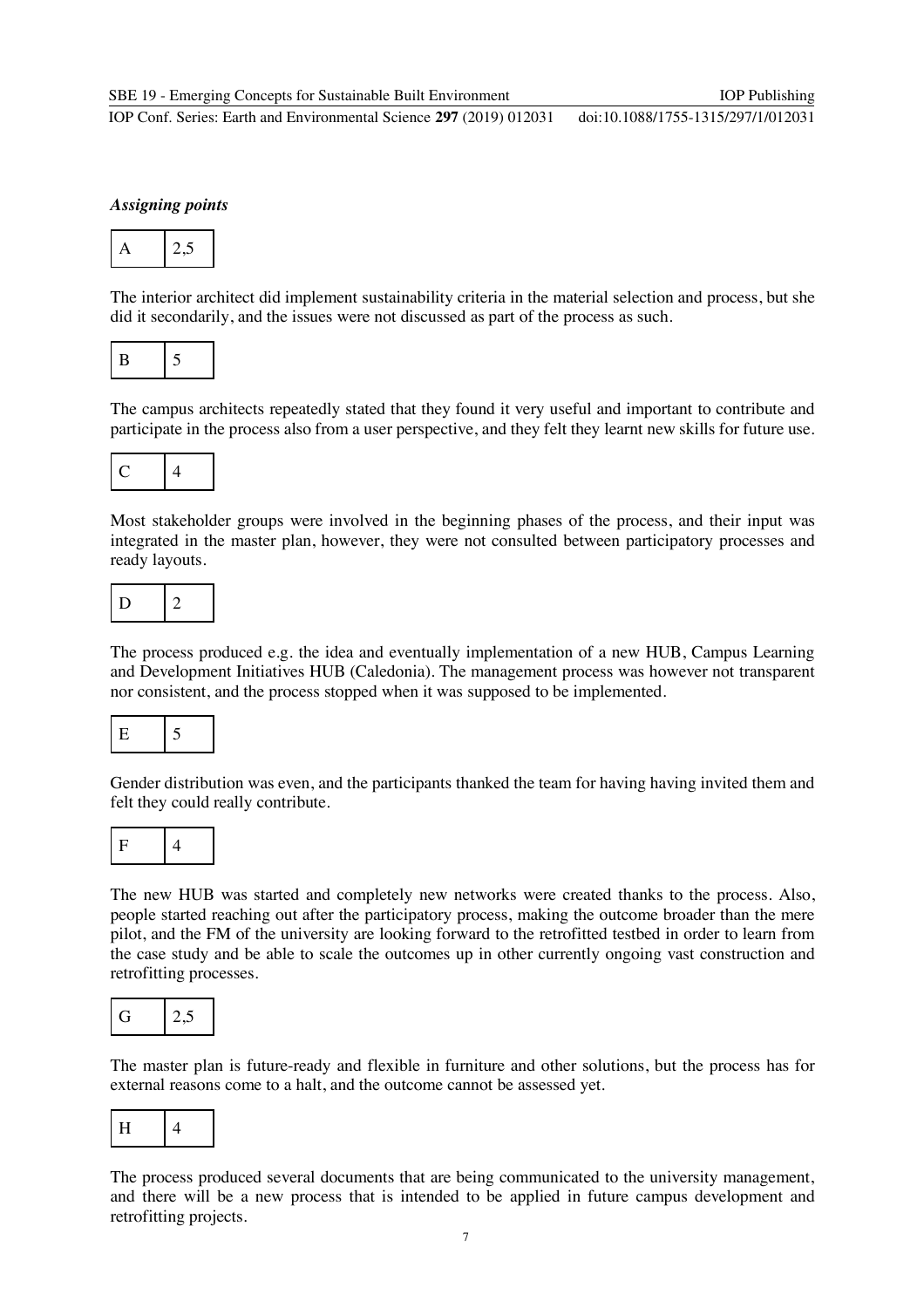***Assigning points***

| A | 2,5 |
|---|---|

The interior architect did implement sustainability criteria in the material selection and process, but she did it secondarily, and the issues were not discussed as part of the process as such.

| B | 5 |
|---|---|

The campus architects repeatedly stated that they found it very useful and important to contribute and participate in the process also from a user perspective, and they felt they learnt new skills for future use.

| C | 4 |
|---|---|

Most stakeholder groups were involved in the beginning phases of the process, and their input was integrated in the master plan, however, they were not consulted between participatory processes and ready layouts.

| D | 2 |
|---|---|

The process produced e.g. the idea and eventually implementation of a new HUB, Campus Learning and Development Initiatives HUB (Caledonia). The management process was however not transparent nor consistent, and the process stopped when it was supposed to be implemented.

| E | 5 |
|---|---|

Gender distribution was even, and the participants thanked the team for having having invited them and felt they could really contribute.

| F | 4 |
|---|---|

The new HUB was started and completely new networks were created thanks to the process. Also, people started reaching out after the participatory process, making the outcome broader than the mere pilot, and the FM of the university are looking forward to the retrofitted testbed in order to learn from the case study and be able to scale the outcomes up in other currently ongoing vast construction and retrofitting processes.

| G | 2,5 |
|---|---|

The master plan is future-ready and flexible in furniture and other solutions, but the process has for external reasons come to a halt, and the outcome cannot be assessed yet.

| H | 4 |
|---|---|

The process produced several documents that are being communicated to the university management, and there will be a new process that is intended to be applied in future campus development and retrofitting projects.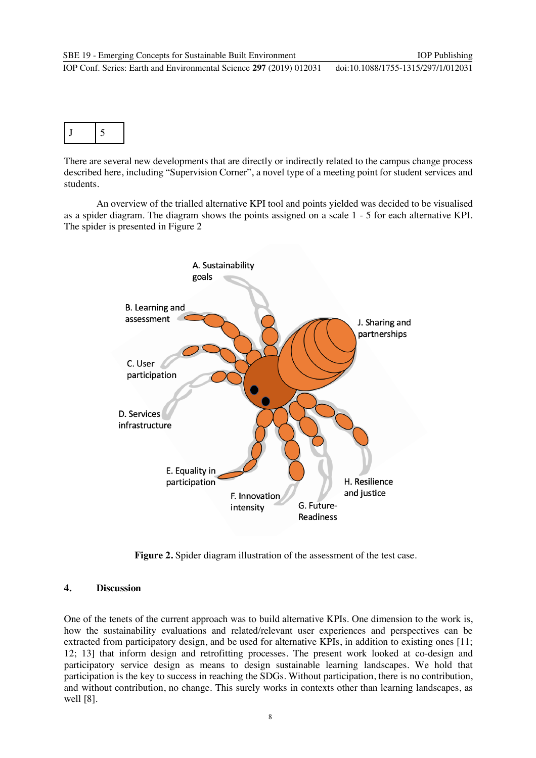| J | 5 |
|---|---|

There are several new developments that are directly or indirectly related to the campus change process described here, including “Supervision Corner”, a novel type of a meeting point for student services and students.

An overview of the trialled alternative KPI tool and points yielded was decided to be visualised as a spider diagram. The diagram shows the points assigned on a scale 1 - 5 for each alternative KPI. The spider is presented in Figure 2

**Figure 2.** Spider diagram illustration of the assessment of the test case.

## 4. Discussion

One of the tenets of the current approach was to build alternative KPIs. One dimension to the work is, how the sustainability evaluations and related/relevant user experiences and perspectives can be extracted from participatory design, and be used for alternative KPIs, in addition to existing ones [11; 12; 13] that inform design and retrofitting processes. The present work looked at co-design and participatory service design as means to design sustainable learning landscapes. We hold that participation is the key to success in reaching the SDGs. Without participation, there is no contribution, and without contribution, no change. This surely works in contexts other than learning landscapes, as well [8].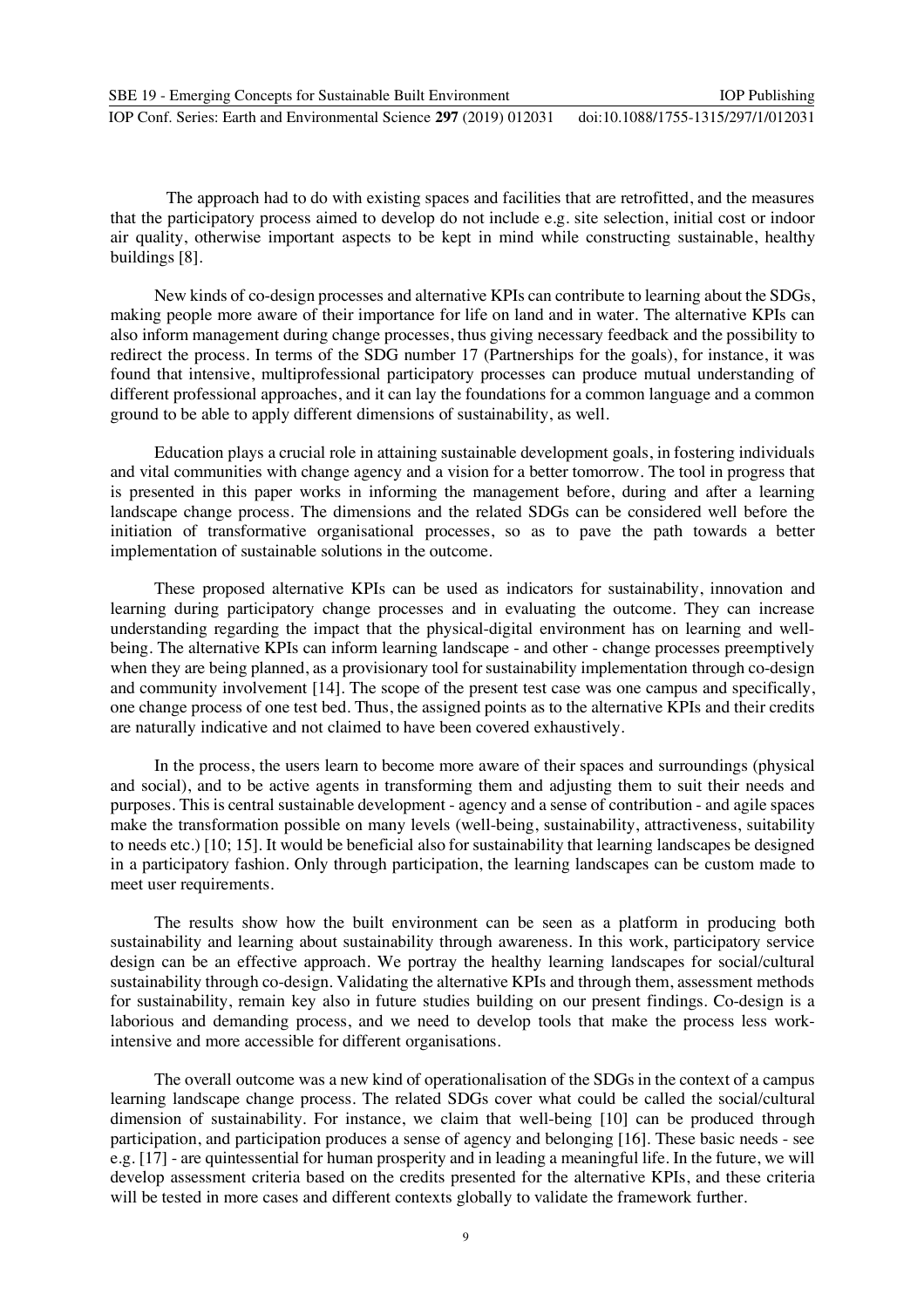The approach had to do with existing spaces and facilities that are retrofitted, and the measures that the participatory process aimed to develop do not include e.g. site selection, initial cost or indoor air quality, otherwise important aspects to be kept in mind while constructing sustainable, healthy buildings [8].

New kinds of co-design processes and alternative KPIs can contribute to learning about the SDGs, making people more aware of their importance for life on land and in water. The alternative KPIs can also inform management during change processes, thus giving necessary feedback and the possibility to redirect the process. In terms of the SDG number 17 (Partnerships for the goals), for instance, it was found that intensive, multiprofessional participatory processes can produce mutual understanding of different professional approaches, and it can lay the foundations for a common language and a common ground to be able to apply different dimensions of sustainability, as well.

Education plays a crucial role in attaining sustainable development goals, in fostering individuals and vital communities with change agency and a vision for a better tomorrow. The tool in progress that is presented in this paper works in informing the management before, during and after a learning landscape change process. The dimensions and the related SDGs can be considered well before the initiation of transformative organisational processes, so as to pave the path towards a better implementation of sustainable solutions in the outcome.

These proposed alternative KPIs can be used as indicators for sustainability, innovation and learning during participatory change processes and in evaluating the outcome. They can increase understanding regarding the impact that the physical-digital environment has on learning and well-being. The alternative KPIs can inform learning landscape - and other - change processes preemptively when they are being planned, as a provisionary tool for sustainability implementation through co-design and community involvement [14]. The scope of the present test case was one campus and specifically, one change process of one test bed. Thus, the assigned points as to the alternative KPIs and their credits are naturally indicative and not claimed to have been covered exhaustively.

In the process, the users learn to become more aware of their spaces and surroundings (physical and social), and to be active agents in transforming them and adjusting them to suit their needs and purposes. This is central sustainable development - agency and a sense of contribution - and agile spaces make the transformation possible on many levels (well-being, sustainability, attractiveness, suitability to needs etc.) [10; 15]. It would be beneficial also for sustainability that learning landscapes be designed in a participatory fashion. Only through participation, the learning landscapes can be custom made to meet user requirements.

The results show how the built environment can be seen as a platform in producing both sustainability and learning about sustainability through awareness. In this work, participatory service design can be an effective approach. We portray the healthy learning landscapes for social/cultural sustainability through co-design. Validating the alternative KPIs and through them, assessment methods for sustainability, remain key also in future studies building on our present findings. Co-design is a laborious and demanding process, and we need to develop tools that make the process less work-intensive and more accessible for different organisations.

The overall outcome was a new kind of operationalisation of the SDGs in the context of a campus learning landscape change process. The related SDGs cover what could be called the social/cultural dimension of sustainability. For instance, we claim that well-being [10] can be produced through participation, and participation produces a sense of agency and belonging [16]. These basic needs - see e.g. [17] - are quintessential for human prosperity and in leading a meaningful life. In the future, we will develop assessment criteria based on the credits presented for the alternative KPIs, and these criteria will be tested in more cases and different contexts globally to validate the framework further.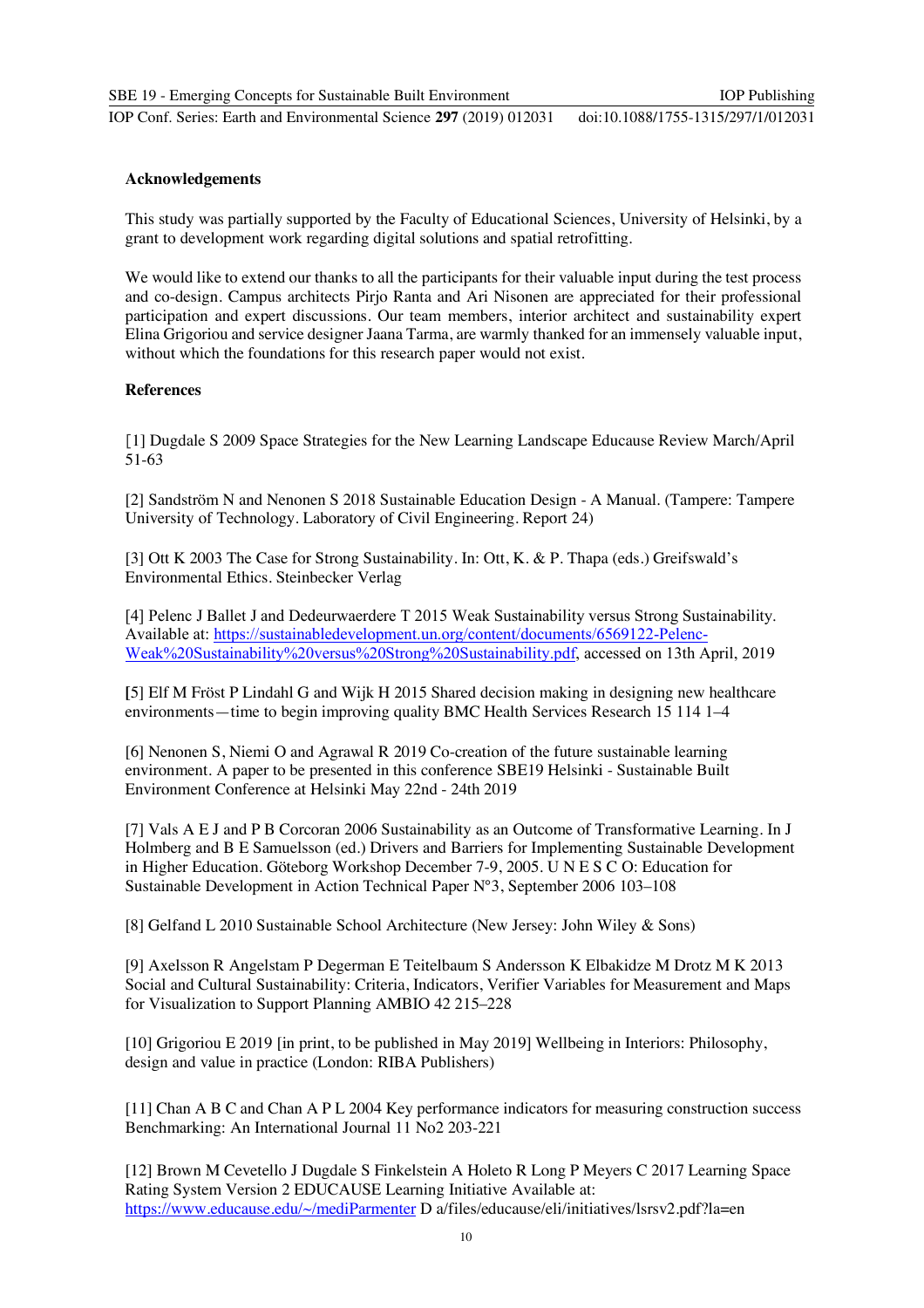**Acknowledgements**

This study was partially supported by the Faculty of Educational Sciences, University of Helsinki, by a grant to development work regarding digital solutions and spatial retrofitting.

We would like to extend our thanks to all the participants for their valuable input during the test process and co-design. Campus architects Pirjo Ranta and Ari Nisonen are appreciated for their professional participation and expert discussions. Our team members, interior architect and sustainability expert Elina Grigoriou and service designer Jaana Tarma, are warmly thanked for an immensely valuable input, without which the foundations for this research paper would not exist.

**References**

[1] Dugdale S 2009 Space Strategies for the New Learning Landscape Educause Review March/April 51-63

[2] Sandström N and Nenonen S 2018 Sustainable Education Design - A Manual. (Tampere: Tampere University of Technology. Laboratory of Civil Engineering. Report 24)

[3] Ott K 2003 The Case for Strong Sustainability. In: Ott, K. & P. Thapa (eds.) Greifswald's Environmental Ethics. Steinbecker Verlag

[4] Pelenc J Ballet J and Dedeurwaerdere T 2015 Weak Sustainability versus Strong Sustainability. Available at: https://sustainabledevelopment.un.org/content/documents/6569122-Pelenc-Weak%20Sustainability%20versus%20Strong%20Sustainability.pdf, accessed on 13th April, 2019

[5] Elf M Fröst P Lindahl G and Wijk H 2015 Shared decision making in designing new healthcare environments—time to begin improving quality BMC Health Services Research 15 114 1–4

[6] Nenonen S, Niemi O and Agrawal R 2019 Co-creation of the future sustainable learning environment. A paper to be presented in this conference SBE19 Helsinki - Sustainable Built Environment Conference at Helsinki May 22nd - 24th 2019

[7] Vals A E J and P B Corcoran 2006 Sustainability as an Outcome of Transformative Learning. In J Holmberg and B E Samuelsson (ed.) Drivers and Barriers for Implementing Sustainable Development in Higher Education. Göteborg Workshop December 7-9, 2005. U N E S C O: Education for Sustainable Development in Action Technical Paper N°3, September 2006 103–108

[8] Gelfand L 2010 Sustainable School Architecture (New Jersey: John Wiley & Sons)

[9] Axelsson R Angelstam P Degerman E Teitelbaum S Andersson K Elbakidze M Drotz M K 2013 Social and Cultural Sustainability: Criteria, Indicators, Verifier Variables for Measurement and Maps for Visualization to Support Planning AMBIO 42 215–228

[10] Grigoriou E 2019 [in print, to be published in May 2019] Wellbeing in Interiors: Philosophy, design and value in practice (London: RIBA Publishers)

[11] Chan A B C and Chan A P L 2004 Key performance indicators for measuring construction success Benchmarking: An International Journal 11 No2 203-221

[12] Brown M Cevetello J Dugdale S Finkelstein A Holeto R Long P Meyers C 2017 Learning Space Rating System Version 2 EDUCAUSE Learning Initiative Available at: https://www.educause.edu/~/mediParmenter D a/files/educause/eli/initiatives/lsrsv2.pdf?la=en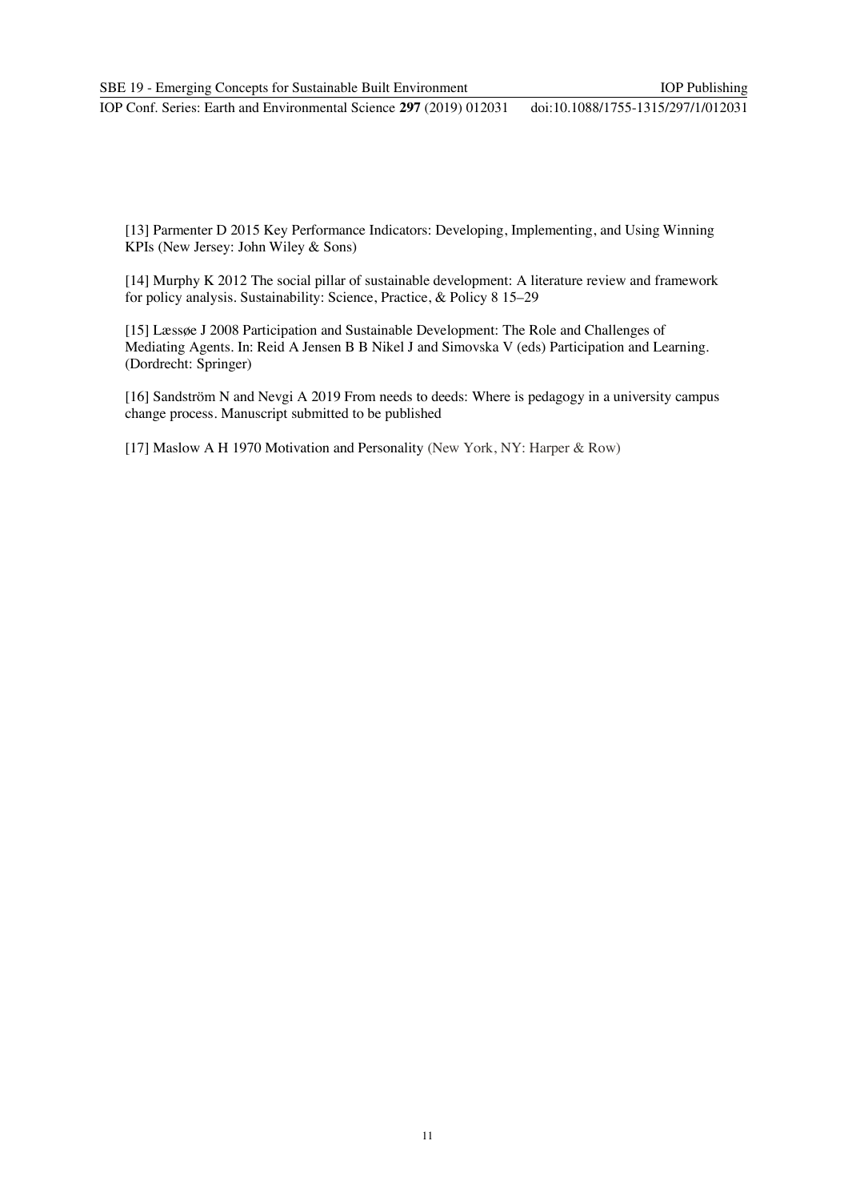[13] Parmenter D 2015 Key Performance Indicators: Developing, Implementing, and Using Winning KPIs (New Jersey: John Wiley & Sons)

[14] Murphy K 2012 The social pillar of sustainable development: A literature review and framework for policy analysis. Sustainability: Science, Practice, & Policy 8 15–29

[15] Læssøe J 2008 Participation and Sustainable Development: The Role and Challenges of Mediating Agents. In: Reid A Jensen B B Nikel J and Simovska V (eds) Participation and Learning. (Dordrecht: Springer)

[16] Sandström N and Nevgi A 2019 From needs to deeds: Where is pedagogy in a university campus change process. Manuscript submitted to be published

[17] Maslow A H 1970 Motivation and Personality (New York, NY: Harper & Row)